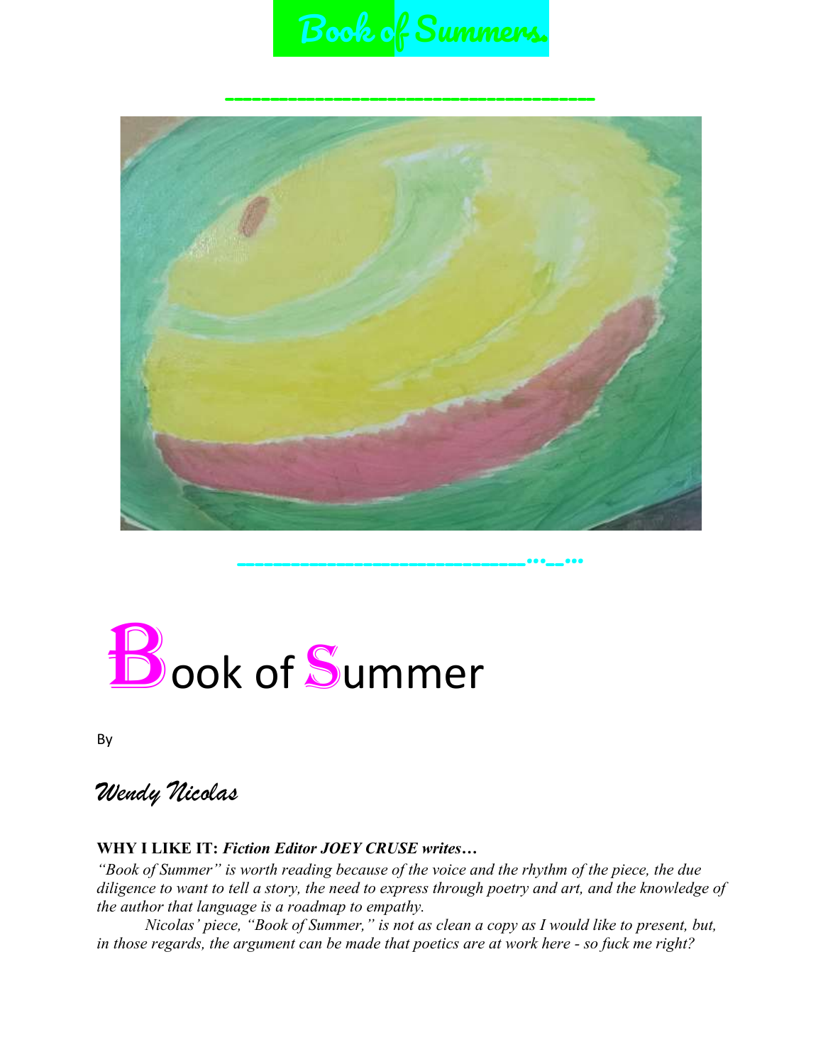# Book of Summers.

# Book of Summer

By

*Wendy Nicolas*

**WHY I LIKE IT:** ***Fiction Editor JOEY CRUSE writes…***

*"Book of Summer" is worth reading because of the voice and the rhythm of the piece, the due diligence to want to tell a story, the need to express through poetry and art, and the knowledge of the author that language is a roadmap to empathy.*

*Nicolas' piece, "Book of Summer," is not as clean a copy as I would like to present, but, in those regards, the argument can be made that poetics are at work here - so fuck me right?*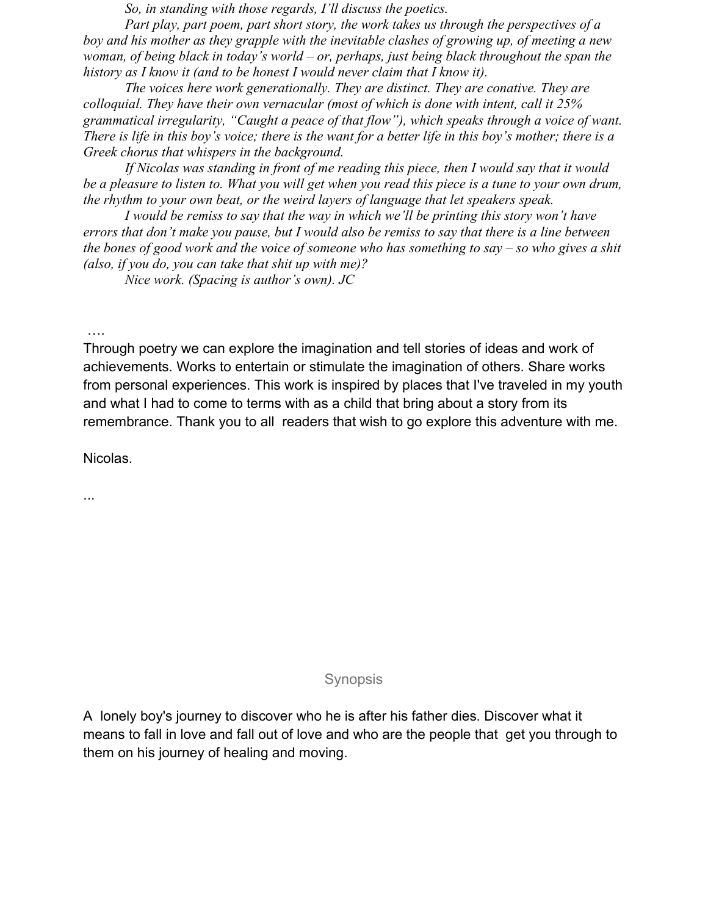*So, in standing with those regards, I'll discuss the poetics.*

*Part play, part poem, part short story, the work takes us through the perspectives of a boy and his mother as they grapple with the inevitable clashes of growing up, of meeting a new woman, of being black in today's world – or, perhaps, just being black throughout the span the history as I know it (and to be honest I would never claim that I know it).*

*The voices here work generationally. They are distinct. They are conative. They are colloquial. They have their own vernacular (most of which is done with intent, call it 25% grammatical irregularity, "Caught a peace of that flow"), which speaks through a voice of want. There is life in this boy's voice; there is the want for a better life in this boy's mother; there is a Greek chorus that whispers in the background.*

*If Nicolas was standing in front of me reading this piece, then I would say that it would be a pleasure to listen to. What you will get when you read this piece is a tune to your own drum, the rhythm to your own beat, or the weird layers of language that let speakers speak.*

*I would be remiss to say that the way in which we'll be printing this story won't have errors that don't make you pause, but I would also be remiss to say that there is a line between the bones of good work and the voice of someone who has something to say – so who gives a shit (also, if you do, you can take that shit up with me)?*

*Nice work. (Spacing is author's own). JC*

….

Through poetry we can explore the imagination and tell stories of ideas and work of achievements. Works to entertain or stimulate the imagination of others. Share works from personal experiences. This work is inspired by places that I've traveled in my youth and what I had to come to terms with as a child that bring about a story from its remembrance. Thank you to all readers that wish to go explore this adventure with me.

Nicolas.

...

## Synopsis

A lonely boy's journey to discover who he is after his father dies. Discover what it means to fall in love and fall out of love and who are the people that get you through to them on his journey of healing and moving.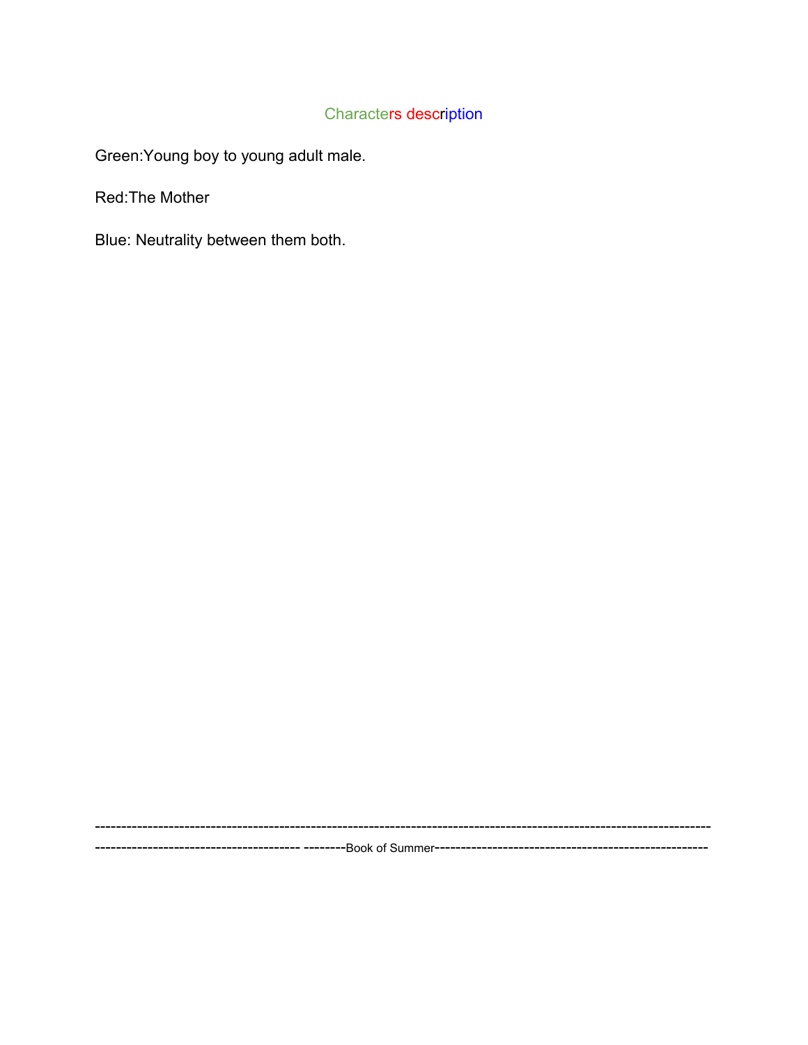# Characters description

Green:Young boy to young adult male.

Red:The Mother

Blue: Neutrality between them both.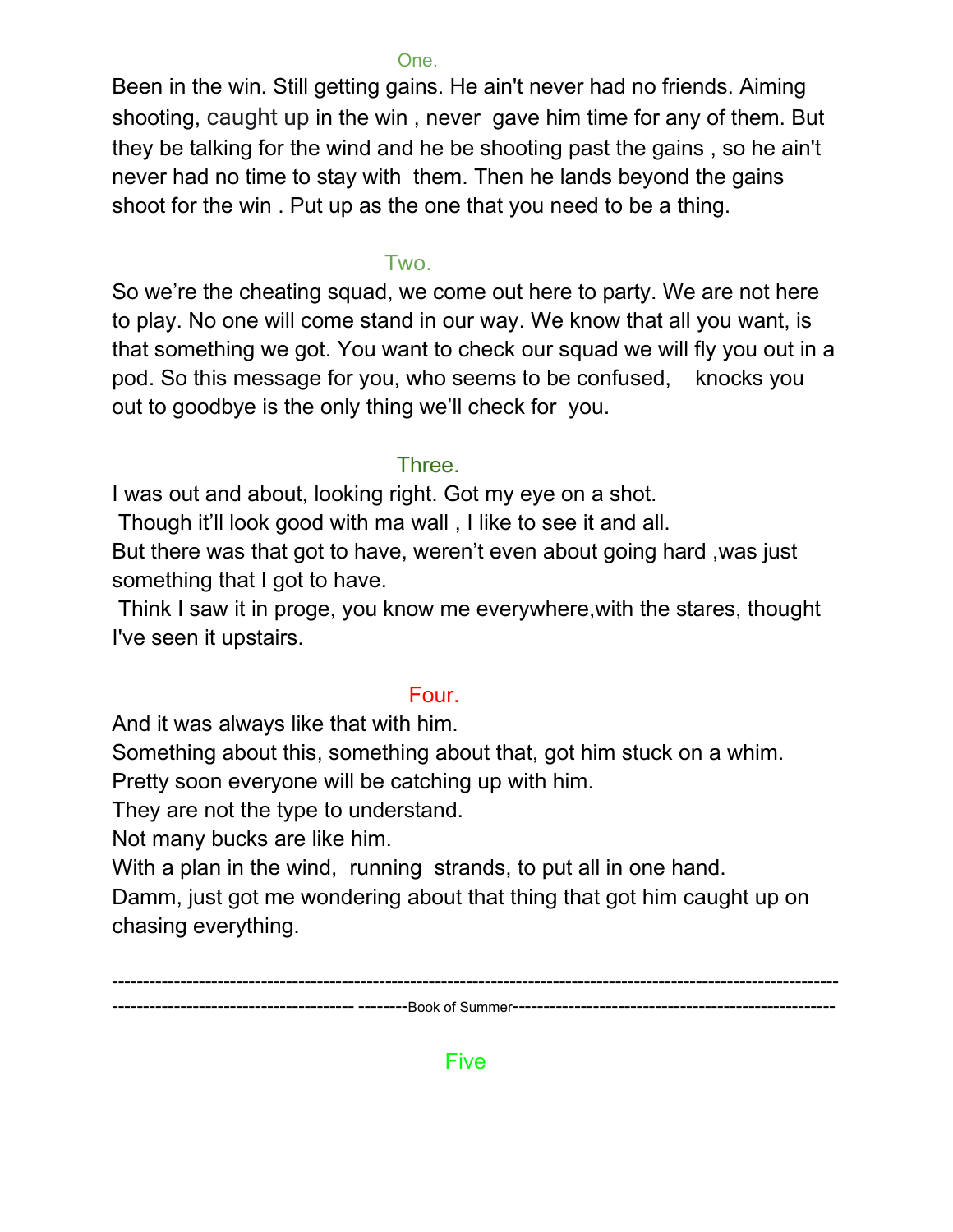## One.

Been in the win. Still getting gains. He ain't never had no friends. Aiming shooting, caught up in the win , never gave him time for any of them. But they be talking for the wind and he be shooting past the gains , so he ain't never had no time to stay with them. Then he lands beyond the gains shoot for the win . Put up as the one that you need to be a thing.

## Two.

So we're the cheating squad, we come out here to party. We are not here to play. No one will come stand in our way. We know that all you want, is that something we got. You want to check our squad we will fly you out in a pod. So this message for you, who seems to be confused, knocks you out to goodbye is the only thing we'll check for you.

## Three.

I was out and about, looking right. Got my eye on a shot.
Though it'll look good with ma wall , I like to see it and all.
But there was that got to have, weren't even about going hard ,was just something that I got to have.
Think I saw it in proge, you know me everywhere,with the stares, thought I've seen it upstairs.

## Four.

And it was always like that with him.
Something about this, something about that, got him stuck on a whim.
Pretty soon everyone will be catching up with him.
They are not the type to understand.
Not many bucks are like him.
With a plan in the wind, running strands, to put all in one hand.
Damm, just got me wondering about that thing that got him caught up on chasing everything.

---

--------Book of Summer--------

## Five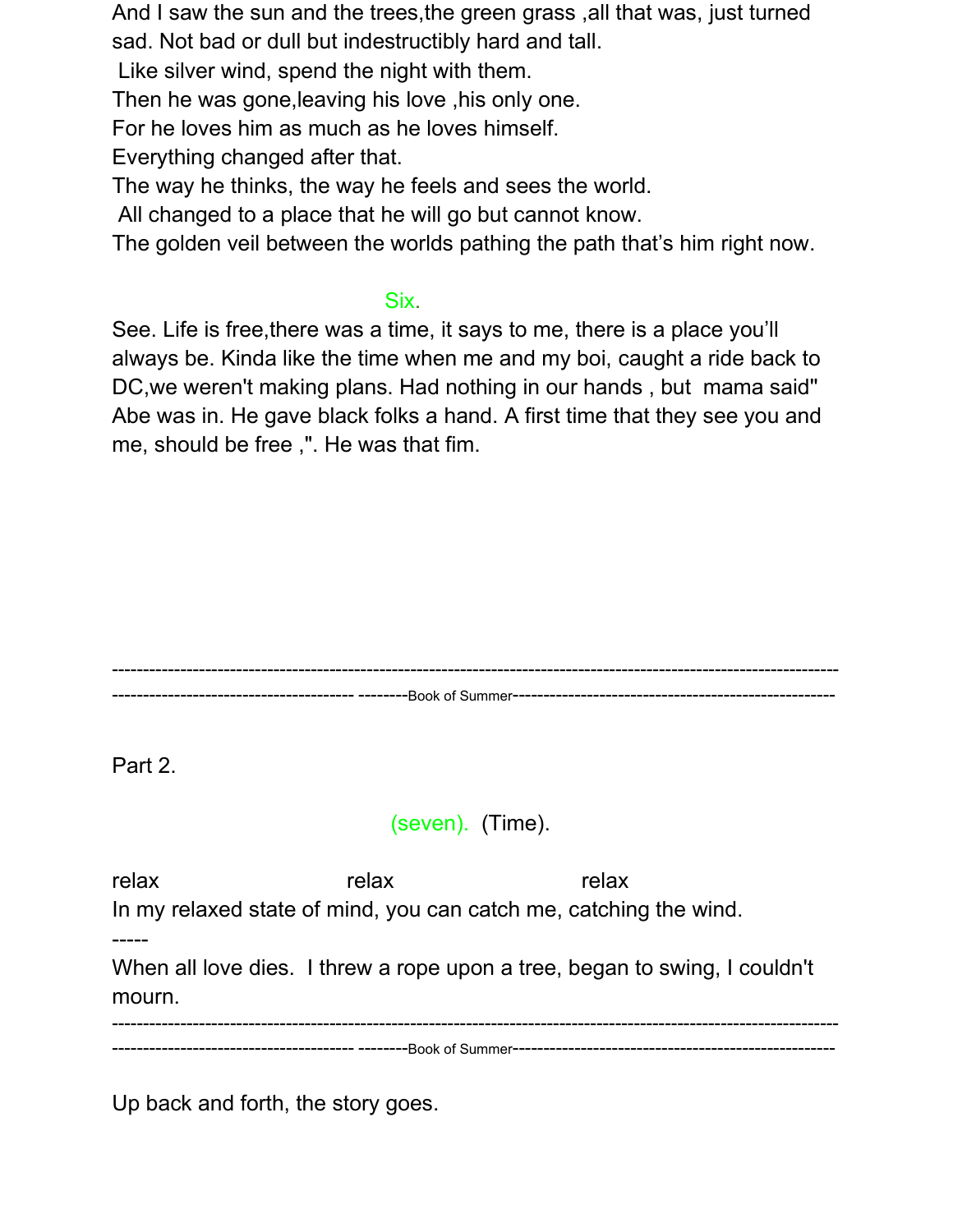And I saw the sun and the trees,the green grass ,all that was, just turned sad. Not bad or dull but indestructibly hard and tall.
Like silver wind, spend the night with them.
Then he was gone,leaving his love ,his only one.
For he loves him as much as he loves himself.
Everything changed after that.
The way he thinks, the way he feels and sees the world.
All changed to a place that he will go but cannot know.
The golden veil between the worlds pathing the path that’s him right now.

## Six.

See. Life is free,there was a time, it says to me, there is a place you’ll always be. Kinda like the time when me and my boi, caught a ride back to DC,we weren't making plans. Had nothing in our hands , but mama said" Abe was in. He gave black folks a hand. A first time that they see you and me, should be free ,". He was that fim.

---------------------------------------------------------------------------------------------------------------------
-------------------------------------- --------Book of Summer----------------------------------------------------

Part 2.

## (seven). (Time).

relax relax relax
In my relaxed state of mind, you can catch me, catching the wind.
-----
When all love dies. I threw a rope upon a tree, began to swing, I couldn't mourn.

---------------------------------------------------------------------------------------------------------------------
-------------------------------------- --------Book of Summer----------------------------------------------------

Up back and forth, the story goes.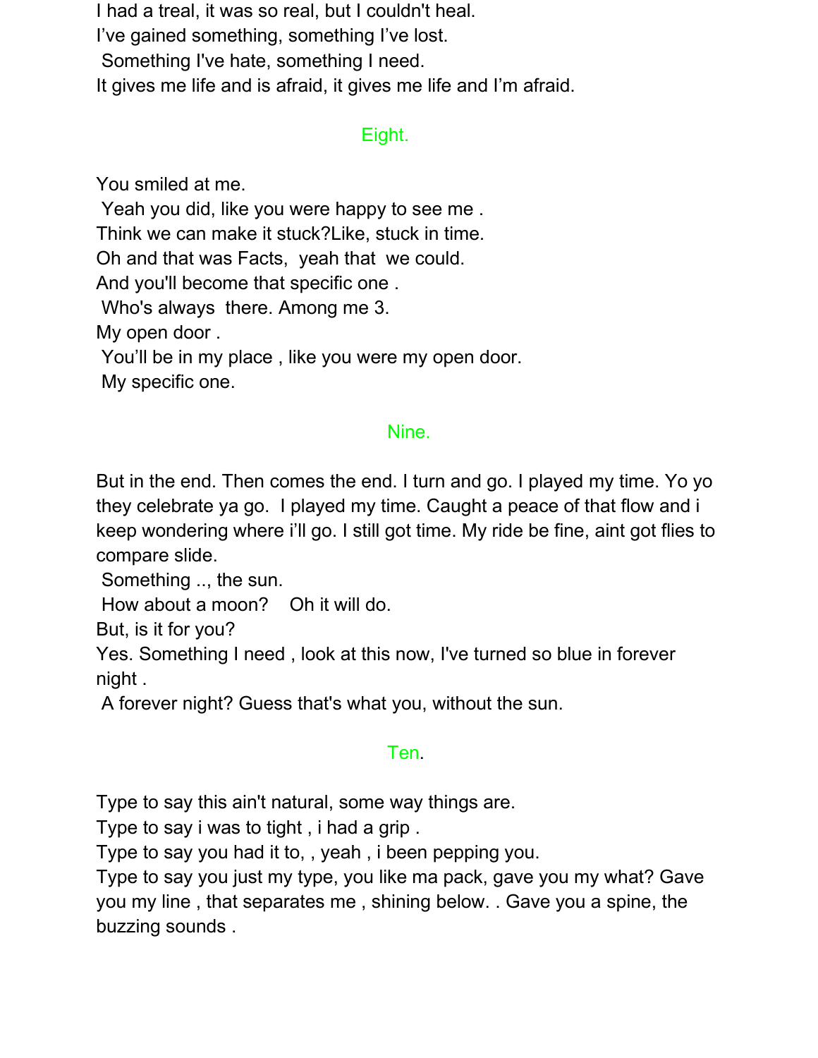I had a treal, it was so real, but I couldn't heal.  
I’ve gained something, something I’ve lost.  
Something I've hate, something I need.  
It gives me life and is afraid, it gives me life and I’m afraid.

## Eight.

You smiled at me.  
Yeah you did, like you were happy to see me .  
Think we can make it stuck?Like, stuck in time.  
Oh and that was Facts, yeah that we could.  
And you'll become that specific one .  
Who's always there. Among me 3.  
My open door .  
You’ll be in my place , like you were my open door.  
My specific one.

## Nine.

But in the end. Then comes the end. I turn and go. I played my time. Yo yo they celebrate ya go. I played my time. Caught a peace of that flow and i keep wondering where i’ll go. I still got time. My ride be fine, aint got flies to compare slide.  
Something .., the sun.  
How about a moon? Oh it will do.  
But, is it for you?  
Yes. Something I need , look at this now, I've turned so blue in forever night .  
A forever night? Guess that's what you, without the sun.

## Ten.

Type to say this ain't natural, some way things are.  
Type to say i was to tight , i had a grip .  
Type to say you had it to, , yeah , i been pepping you.  
Type to say you just my type, you like ma pack, gave you my what? Gave you my line , that separates me , shining below. . Gave you a spine, the buzzing sounds .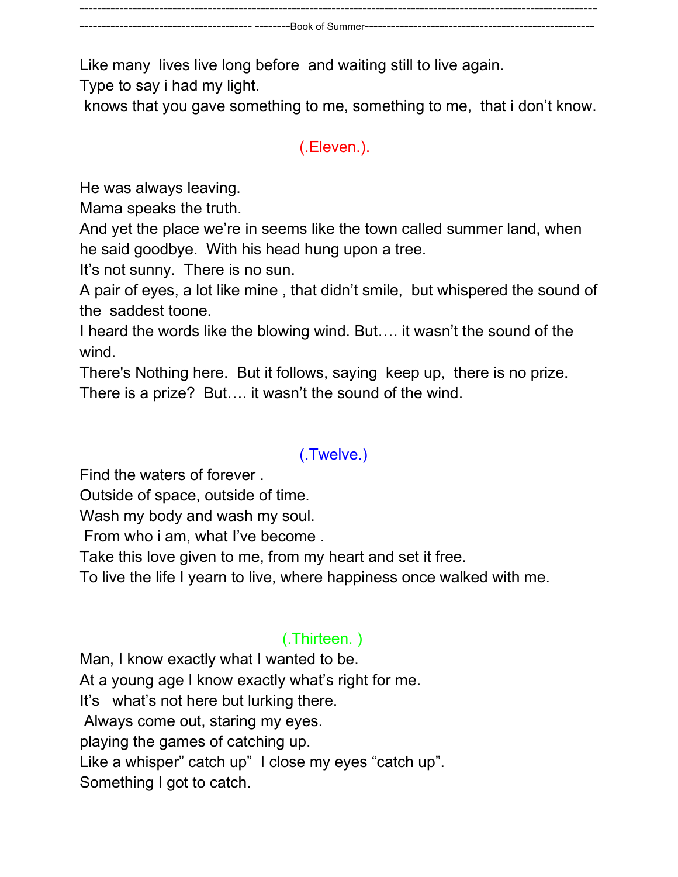Like many  lives live long before  and waiting still to live again.
Type to say i had my light.
 knows that you gave something to me, something to me,  that i don't know.

## (.Eleven.).

He was always leaving.
Mama speaks the truth.
And yet the place we're in seems like the town called summer land, when he said goodbye.  With his head hung upon a tree.
It's not sunny.  There is no sun.
A pair of eyes, a lot like mine , that didn't smile,  but whispered the sound of the  saddest toone.
I heard the words like the blowing wind. But…. it wasn't the sound of the wind.
There's Nothing here.  But it follows, saying  keep up,  there is no prize.
There is a prize?  But…. it wasn't the sound of the wind.

## (.Twelve.)

Find the waters of forever .
Outside of space, outside of time.
Wash my body and wash my soul.
 From who i am, what I've become .
Take this love given to me, from my heart and set it free.
To live the life I yearn to live, where happiness once walked with me.

## (.Thirteen. )

Man, I know exactly what I wanted to be.
At a young age I know exactly what's right for me.
It's   what's not here but lurking there.
 Always come out, staring my eyes.
playing the games of catching up.
Like a whisper" catch up"  I close my eyes "catch up".
Something I got to catch.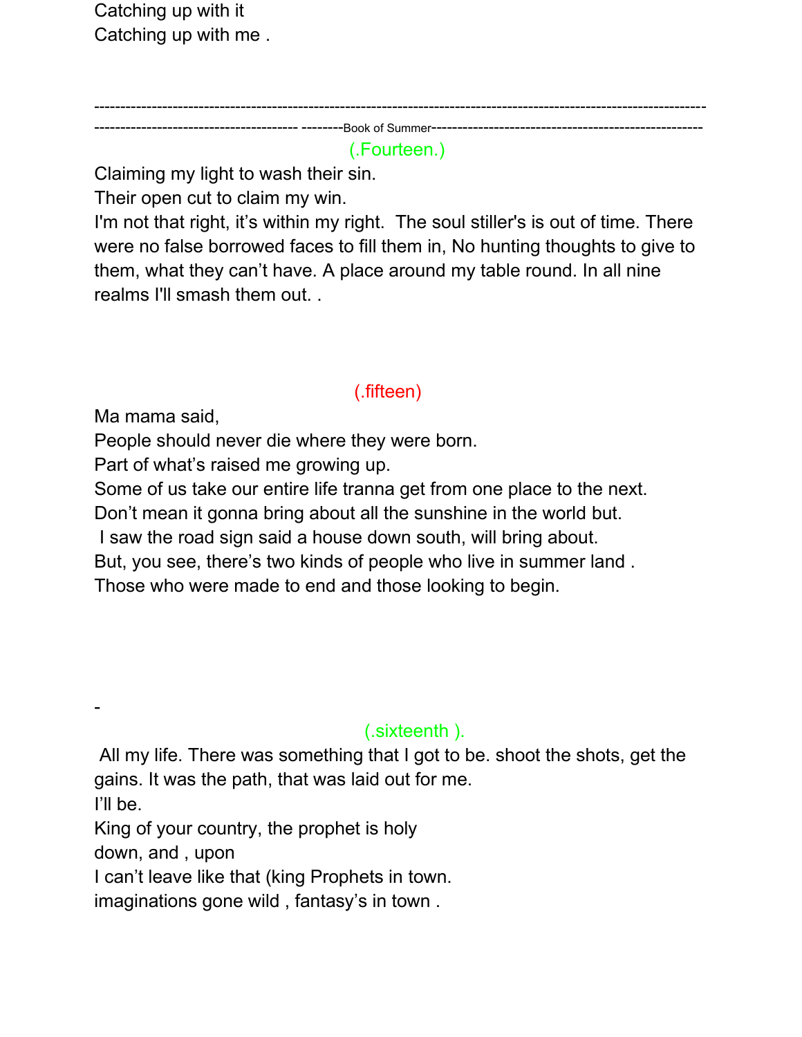Catching up with it
Catching up with me .

---

--------------------------------------- --------Book of Summer---------------------------------------------------

(.Fourteen.)

Claiming my light to wash their sin.
Their open cut to claim my win.
I'm not that right, it's within my right. The soul stiller's is out of time. There were no false borrowed faces to fill them in, No hunting thoughts to give to them, what they can't have. A place around my table round. In all nine realms I'll smash them out. .

(.fifteen)

Ma mama said,
People should never die where they were born.
Part of what's raised me growing up.
Some of us take our entire life tranna get from one place to the next.
Don't mean it gonna bring about all the sunshine in the world but.
I saw the road sign said a house down south, will bring about.
But, you see, there's two kinds of people who live in summer land .
Those who were made to end and those looking to begin.

-

(.sixteenth ).

All my life. There was something that I got to be. shoot the shots, get the gains. It was the path, that was laid out for me.
I'll be.
King of your country, the prophet is holy
down, and , upon
I can't leave like that (king Prophets in town.
imaginations gone wild , fantasy's in town .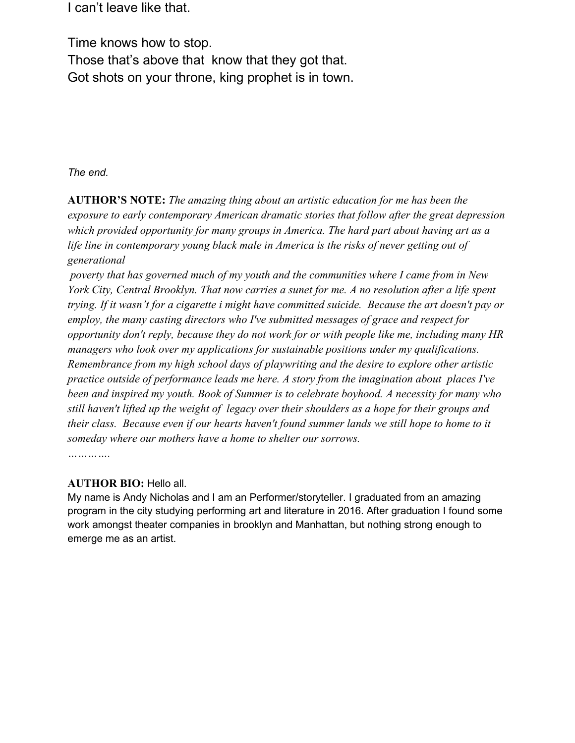I can’t leave like that.

Time knows how to stop.
Those that’s above that  know that they got that.
Got shots on your throne, king prophet is in town.

*The end.*

**AUTHOR’S NOTE:** *The amazing thing about an artistic education for me has been the exposure to early contemporary American dramatic stories that follow after the great depression which provided opportunity for many groups in America. The hard part about having art as a life line in contemporary young black male in America is the risks of never getting out of generational poverty that has governed much of my youth and the communities where I came from in New York City, Central Brooklyn. That now carries a sunet for me. A no resolution after a life spent trying. If it wasn’t for a cigarette i might have committed suicide.  Because the art doesn't pay or employ, the many casting directors who I've submitted messages of grace and respect for opportunity don't reply, because they do not work for or with people like me, including many HR managers who look over my applications for sustainable positions under my qualifications. Remembrance from my high school days of playwriting and the desire to explore other artistic practice outside of performance leads me here. A story from the imagination about  places I've been and inspired my youth. Book of Summer is to celebrate boyhood. A necessity for many who still haven't lifted up the weight of  legacy over their shoulders as a hope for their groups and their class.  Because even if our hearts haven't found summer lands we still hope to home to it someday where our mothers have a home to shelter our sorrows.*

*………….*

**AUTHOR BIO:** Hello all.
My name is Andy Nicholas and I am an Performer/storyteller. I graduated from an amazing program in the city studying performing art and literature in 2016. After graduation I found some work amongst theater companies in brooklyn and Manhattan, but nothing strong enough to emerge me as an artist.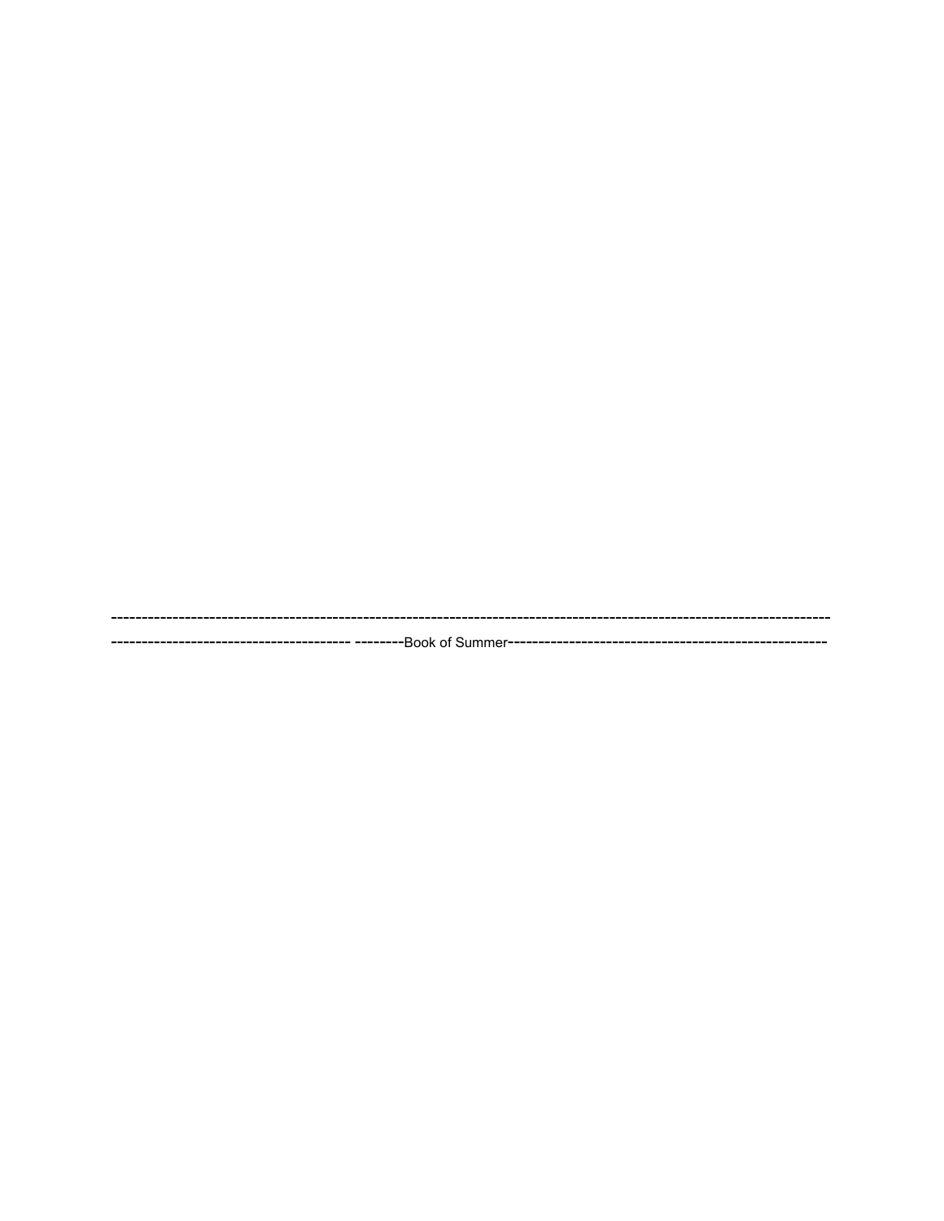------------------------------------------------------------------------------------------------------------------------

--------------------------------------- --------Book of Summer-----------------------------------------------------